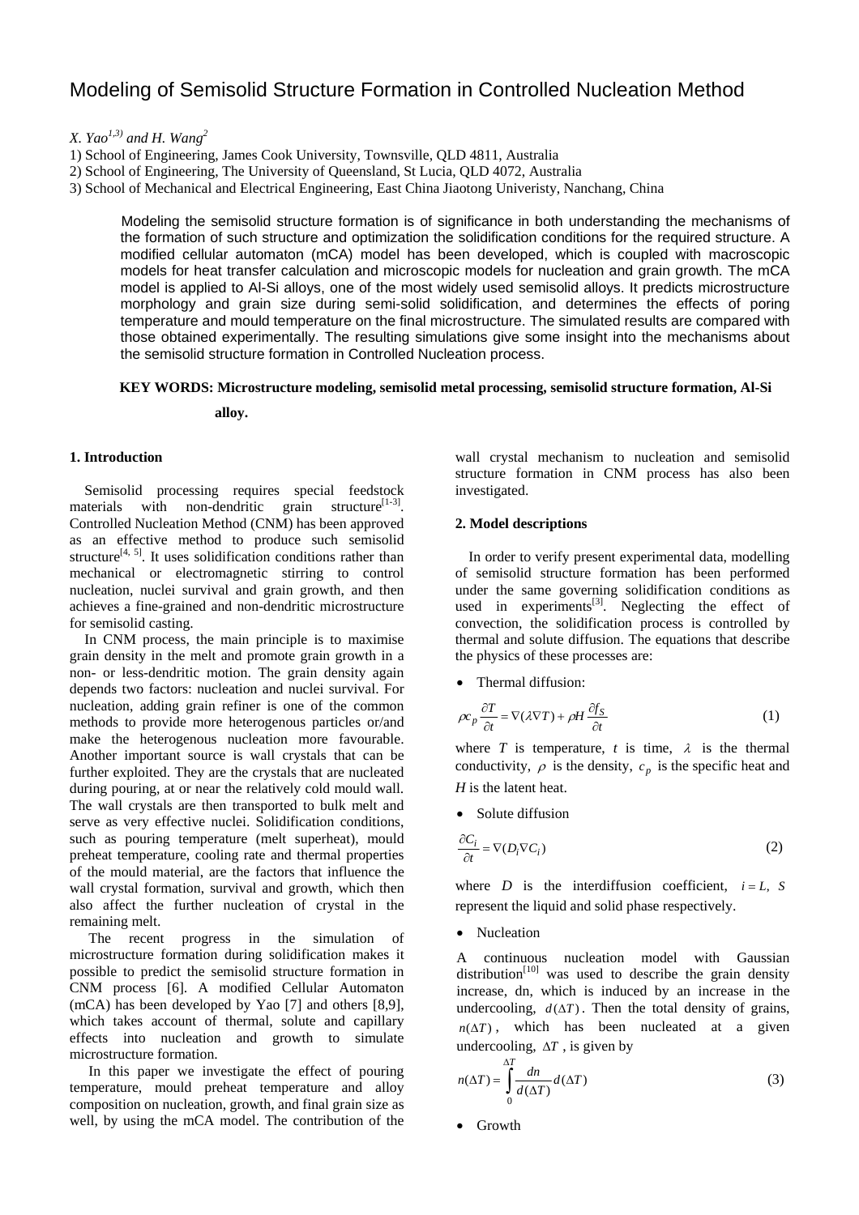# Modeling of Semisolid Structure Formation in Controlled Nucleation Method

*X. Yao[1,3) and H. Wang[2]*

1) School of Engineering, James Cook University, Townsville, QLD 4811, Australia
2) School of Engineering, The University of Queensland, St Lucia, QLD 4072, Australia
3) School of Mechanical and Electrical Engineering, East China Jiaotong Univeristy, Nanchang, China

Modeling the semisolid structure formation is of significance in both understanding the mechanisms of the formation of such structure and optimization the solidification conditions for the required structure. A modified cellular automaton (mCA) model has been developed, which is coupled with macroscopic models for heat transfer calculation and microscopic models for nucleation and grain growth. The mCA model is applied to Al-Si alloys, one of the most widely used semisolid alloys. It predicts microstructure morphology and grain size during semi-solid solidification, and determines the effects of poring temperature and mould temperature on the final microstructure. The simulated results are compared with those obtained experimentally. The resulting simulations give some insight into the mechanisms about the semisolid structure formation in Controlled Nucleation process.

**KEY WORDS: Microstructure modeling, semisolid metal processing, semisolid structure formation, Al-Si alloy.**

## 1. Introduction

Semisolid processing requires special feedstock materials with non-dendritic grain structure[1-3]. Controlled Nucleation Method (CNM) has been approved as an effective method to produce such semisolid structure[4, 5]. It uses solidification conditions rather than mechanical or electromagnetic stirring to control nucleation, nuclei survival and grain growth, and then achieves a fine-grained and non-dendritic microstructure for semisolid casting.

In CNM process, the main principle is to maximise grain density in the melt and promote grain growth in a non- or less-dendritic motion. The grain density again depends two factors: nucleation and nuclei survival. For nucleation, adding grain refiner is one of the common methods to provide more heterogenous particles or/and make the heterogenous nucleation more favourable. Another important source is wall crystals that can be further exploited. They are the crystals that are nucleated during pouring, at or near the relatively cold mould wall. The wall crystals are then transported to bulk melt and serve as very effective nuclei. Solidification conditions, such as pouring temperature (melt superheat), mould preheat temperature, cooling rate and thermal properties of the mould material, are the factors that influence the wall crystal formation, survival and growth, which then also affect the further nucleation of crystal in the remaining melt.

The recent progress in the simulation of microstructure formation during solidification makes it possible to predict the semisolid structure formation in CNM process [6]. A modified Cellular Automaton (mCA) has been developed by Yao [7] and others [8,9], which takes account of thermal, solute and capillary effects into nucleation and growth to simulate microstructure formation.

In this paper we investigate the effect of pouring temperature, mould preheat temperature and alloy composition on nucleation, growth, and final grain size as well, by using the mCA model. The contribution of the wall crystal mechanism to nucleation and semisolid structure formation in CNM process has also been investigated.

## 2. Model descriptions

In order to verify present experimental data, modelling of semisolid structure formation has been performed under the same governing solidification conditions as used in experiments[3]. Neglecting the effect of convection, the solidification process is controlled by thermal and solute diffusion. The equations that describe the physics of these processes are:

- Thermal diffusion:

$$\rho c_p \frac{\partial T}{\partial t} = \nabla(\lambda \nabla T) + \rho H \frac{\partial f_S}{\partial t} \tag{1}$$

where $T$ is temperature, $t$ is time, $\lambda$ is the thermal conductivity, $\rho$ is the density, $c_p$ is the specific heat and $H$ is the latent heat.

- Solute diffusion

$$\frac{\partial C_i}{\partial t} = \nabla(D_i \nabla C_i) \tag{2}$$

where $D$ is the interdiffusion coefficient, $i = L,\ S$ represent the liquid and solid phase respectively.

- Nucleation

A continuous nucleation model with Gaussian distribution[10] was used to describe the grain density increase, dn, which is induced by an increase in the undercooling, $d(\Delta T)$. Then the total density of grains, $n(\Delta T)$, which has been nucleated at a given undercooling, $\Delta T$, is given by

$$n(\Delta T) = \int_0^{\Delta T} \frac{dn}{d(\Delta T)} d(\Delta T) \tag{3}$$

- Growth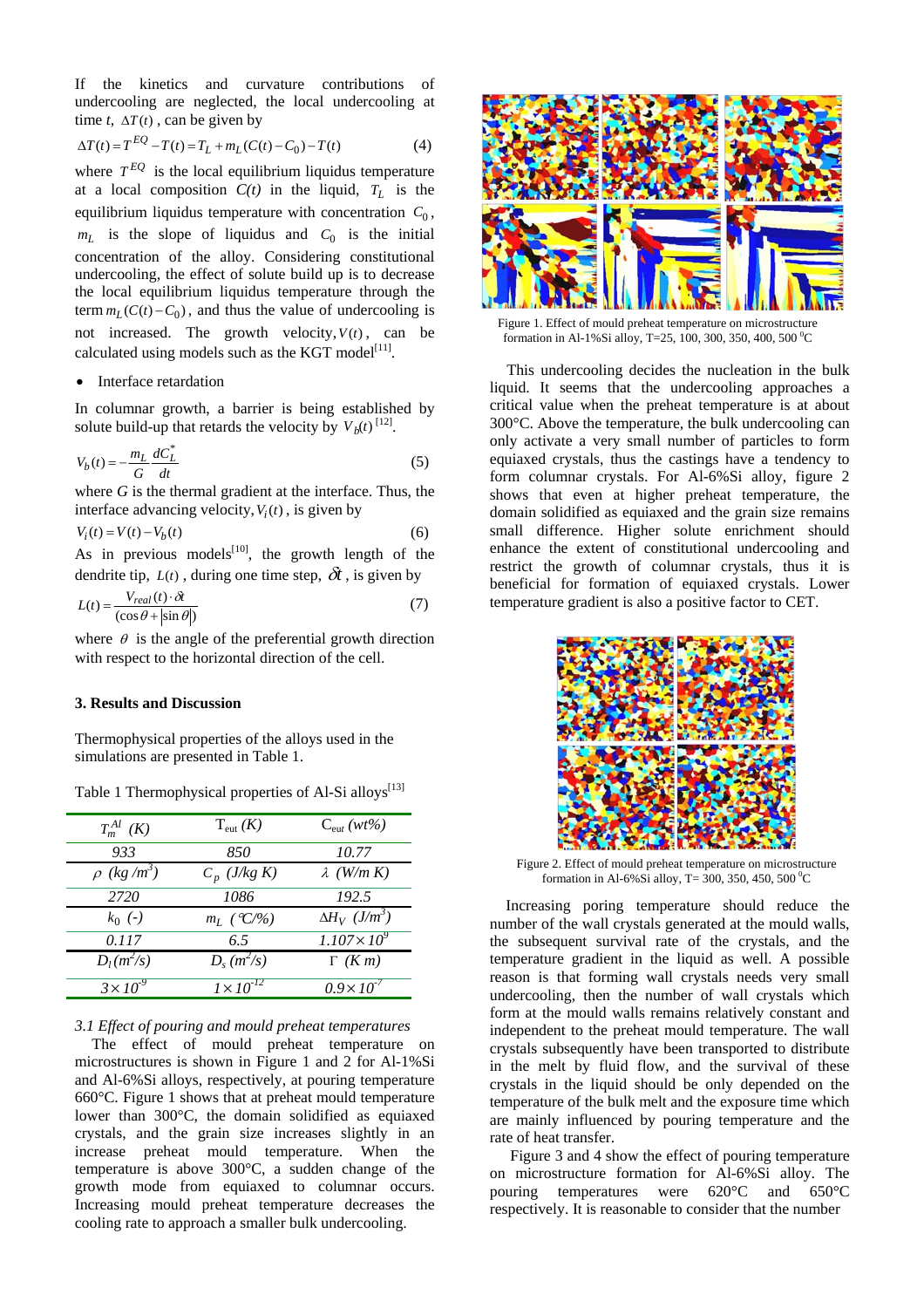If the kinetics and curvature contributions of undercooling are neglected, the local undercooling at time $t$, $\Delta T(t)$, can be given by

$$\Delta T(t) = T^{EQ} - T(t) = T_L + m_L(C(t) - C_0) - T(t) \quad (4)$$

where $T^{EQ}$ is the local equilibrium liquidus temperature at a local composition $C(t)$ in the liquid, $T_L$ is the equilibrium liquidus temperature with concentration $C_0$, $m_L$ is the slope of liquidus and $C_0$ is the initial concentration of the alloy. Considering constitutional undercooling, the effect of solute build up is to decrease the local equilibrium liquidus temperature through the term $m_L(C(t) - C_0)$, and thus the value of undercooling is not increased. The growth velocity, $V(t)$, can be calculated using models such as the KGT model[11].

- Interface retardation

In columnar growth, a barrier is being established by solute build-up that retards the velocity by $V_b(t)$ [12].

$$V_b(t) = -\frac{m_L}{G}\frac{dC_L^*}{dt} \quad (5)$$

where $G$ is the thermal gradient at the interface. Thus, the interface advancing velocity, $V_i(t)$, is given by

$$V_i(t) = V(t) - V_b(t) \quad (6)$$

As in previous models[10], the growth length of the dendrite tip, $L(t)$, during one time step, $\delta t$, is given by

$$L(t) = \frac{V_{real}(t) \cdot \delta t}{(\cos\theta + |\sin\theta|)} \quad (7)$$

where $\theta$ is the angle of the preferential growth direction with respect to the horizontal direction of the cell.

### 3. Results and Discussion

Thermophysical properties of the alloys used in the simulations are presented in Table 1.

Table 1 Thermophysical properties of Al-Si alloys[13]

| $T_m^{Al}$ (K) | $T_{eut}$ (K) | $C_{eut}$ (wt%) |
|---|---|---|
| 933 | 850 | 10.77 |
| $\rho$ (kg/m$^3$) | $C_p$ (J/kg K) | $\lambda$ (W/m K) |
| 2720 | 1086 | 192.5 |
| $k_0$ (-) | $m_L$ (°C/%) | $\Delta H_V$ (J/m$^3$) |
| 0.117 | 6.5 | $1.107\times10^9$ |
| $D_l$ (m$^2$/s) | $D_s$ (m$^2$/s) | $\Gamma$ (K m) |
| $3\times10^{-9}$ | $1\times10^{-12}$ | $0.9\times10^{-7}$ |

*3.1 Effect of pouring and mould preheat temperatures*

The effect of mould preheat temperature on microstructures is shown in Figure 1 and 2 for Al-1%Si and Al-6%Si alloys, respectively, at pouring temperature 660°C. Figure 1 shows that at preheat mould temperature lower than 300°C, the domain solidified as equiaxed crystals, and the grain size increases slightly in an increase preheat mould temperature. When the temperature is above 300°C, a sudden change of the growth mode from equiaxed to columnar occurs. Increasing mould preheat temperature decreases the cooling rate to approach a smaller bulk undercooling.

Figure 1. Effect of mould preheat temperature on microstructure formation in Al-1%Si alloy, T=25, 100, 300, 350, 400, 500 °C

This undercooling decides the nucleation in the bulk liquid. It seems that the undercooling approaches a critical value when the preheat temperature is at about 300°C. Above the preheat temperature, the bulk undercooling can only activate a very small number of particles to form equiaxed crystals, thus the castings have a tendency to form columnar crystals. For Al-6%Si alloy, figure 2 shows that even at higher preheat temperature, the domain solidified as equiaxed and the grain size remains small difference. Higher solute enrichment should enhance the extent of constitutional undercooling and restrict the growth of columnar crystals, thus it is beneficial for formation of equiaxed crystals. Lower temperature gradient is also a positive factor to CET.

Figure 2. Effect of mould preheat temperature on microstructure formation in Al-6%Si alloy, T= 300, 350, 450, 500 °C

Increasing poring temperature should reduce the number of the wall crystals generated at the mould walls, the subsequent survival rate of the crystals, and the temperature gradient in the liquid as well. A possible reason is that forming wall crystals needs very small undercooling, then the number of wall crystals which form at the mould walls remains relatively constant and independent to the preheat mould temperature. The wall crystals subsequently have been transported to distribute in the melt by fluid flow, and the survival of these crystals in the liquid should be only depended on the temperature of the bulk melt and the exposure time which are mainly influenced by pouring temperature and the rate of heat transfer.

Figure 3 and 4 show the effect of pouring temperature on microstructure formation for Al-6%Si alloy. The pouring temperatures were 620°C and 650°C respectively. It is reasonable to consider that the number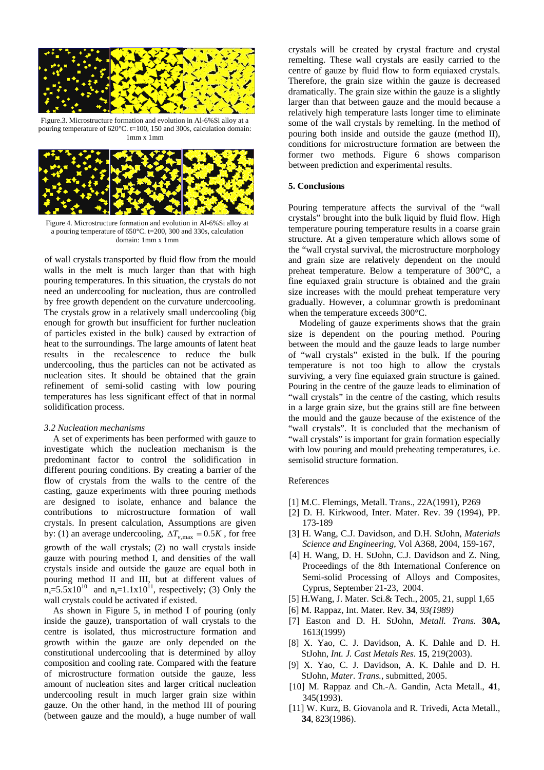Figure.3. Microstructure formation and evolution in Al-6%Si alloy at a pouring temperature of 620°C. t=100, 150 and 300s, calculation domain: 1mm x 1mm

Figure 4. Microstructure formation and evolution in Al-6%Si alloy at a pouring temperature of 650°C. t=200, 300 and 330s, calculation domain: 1mm x 1mm

of wall crystals transported by fluid flow from the mould walls in the melt is much larger than that with high pouring temperatures. In this situation, the crystals do not need an undercooling for nucleation, thus are controlled by free growth dependent on the curvature undercooling. The crystals grow in a relatively small undercooling (big enough for growth but insufficient for further nucleation of particles existed in the bulk) caused by extraction of heat to the surroundings. The large amounts of latent heat results in the recalescence to reduce the bulk undercooling, thus the particles can not be activated as nucleation sites. It should be obtained that the grain refinement of semi-solid casting with low pouring temperatures has less significant effect of that in normal solidification process.

### *3.2 Nucleation mechanisms*

A set of experiments has been performed with gauze to investigate which the nucleation mechanism is the predominant factor to control the solidification in different pouring conditions. By creating a barrier of the flow of crystals from the walls to the centre of the casting, gauze experiments with three pouring methods are designed to isolate, enhance and balance the contributions to microstructure formation of wall crystals. In present calculation, Assumptions are given by: (1) an average undercooling, $\Delta T_{v,\max} = 0.5K$ , for free growth of the wall crystals; (2) no wall crystals inside gauze with pouring method I, and densities of the wall crystals inside and outside the gauze are equal both in pouring method II and III, but at different values of $n_s=5.5\times10^{10}$ and $n_s=1.1\times10^{11}$, respectively; (3) Only the wall crystals could be activated if existed.

As shown in Figure 5, in method I of pouring (only inside the gauze), transportation of wall crystals to the centre is isolated, thus microstructure formation and growth within the gauze are only depended on the constitutional undercooling that is determined by alloy composition and cooling rate. Compared with the feature of microstructure formation outside the gauze, less amount of nucleation sites and larger critical nucleation undercooling result in much larger grain size within gauze. On the other hand, in the method III of pouring (between gauze and the mould), a huge number of wall crystals will be created by crystal fracture and crystal remelting. These wall crystals are easily carried to the centre of gauze by fluid flow to form equiaxed crystals. Therefore, the grain size within the gauze is decreased dramatically. The grain size within the gauze is a slightly larger than that between gauze and the mould because a relatively high temperature lasts longer time to eliminate some of the wall crystals by remelting. In the method of pouring both inside and outside the gauze (method II), conditions for microstructure formation are between the former two methods. Figure 6 shows comparison between prediction and experimental results.

## 5. Conclusions

Pouring temperature affects the survival of the "wall crystals" brought into the bulk liquid by fluid flow. High temperature pouring temperature results in a coarse grain structure. At a given temperature which allows some of the "wall crystal survival, the microstructure morphology and grain size are relatively dependent on the mould preheat temperature. Below a temperature of 300°C, a fine equiaxed grain structure is obtained and the grain size increases with the mould preheat temperature very gradually. However, a columnar growth is predominant when the temperature exceeds 300°C.

Modeling of gauze experiments shows that the grain size is dependent on the pouring method. Pouring between the mould and the gauze leads to large number of "wall crystals" existed in the bulk. If the pouring temperature is not too high to allow the crystals surviving, a very fine equiaxed grain structure is gained. Pouring in the centre of the gauze leads to elimination of "wall crystals" in the centre of the casting, which results in a large grain size, but the grains still are fine between the mould and the gauze because of the existence of the "wall crystals". It is concluded that the mechanism of "wall crystals" is important for grain formation especially with low pouring and mould preheating temperatures, i.e. semisolid structure formation.

References

[1] M.C. Flemings, Metall. Trans., 22A(1991), P269

[2] D. H. Kirkwood, Inter. Mater. Rev. 39 (1994), PP. 173-189

[3] H. Wang, C.J. Davidson, and D.H. StJohn, *Materials Science and Engineering*, Vol A368, 2004, 159-167,

[4] H. Wang, D. H. StJohn, C.J. Davidson and Z. Ning, Proceedings of the 8th International Conference on Semi-solid Processing of Alloys and Composites, Cyprus, September 21-23, 2004.

[5] H.Wang, J. Mater. Sci.& Tech., 2005, 21, suppl 1,65

[6] M. Rappaz, Int. Mater. Rev. **34**, *93(1989)*

[7] Easton and D. H. StJohn, *Metall. Trans.* **30A,** 1613(1999)

[8] X. Yao, C. J. Davidson, A. K. Dahle and D. H. StJohn, *Int. J. Cast Metals Res*. **15**, 219(2003).

[9] X. Yao, C. J. Davidson, A. K. Dahle and D. H. StJohn, *Mater. Trans.*, submitted, 2005.

[10] M. Rappaz and Ch.-A. Gandin, Acta Metall., **41**, 345(1993).

[11] W. Kurz, B. Giovanola and R. Trivedi, Acta Metall., **34**, 823(1986).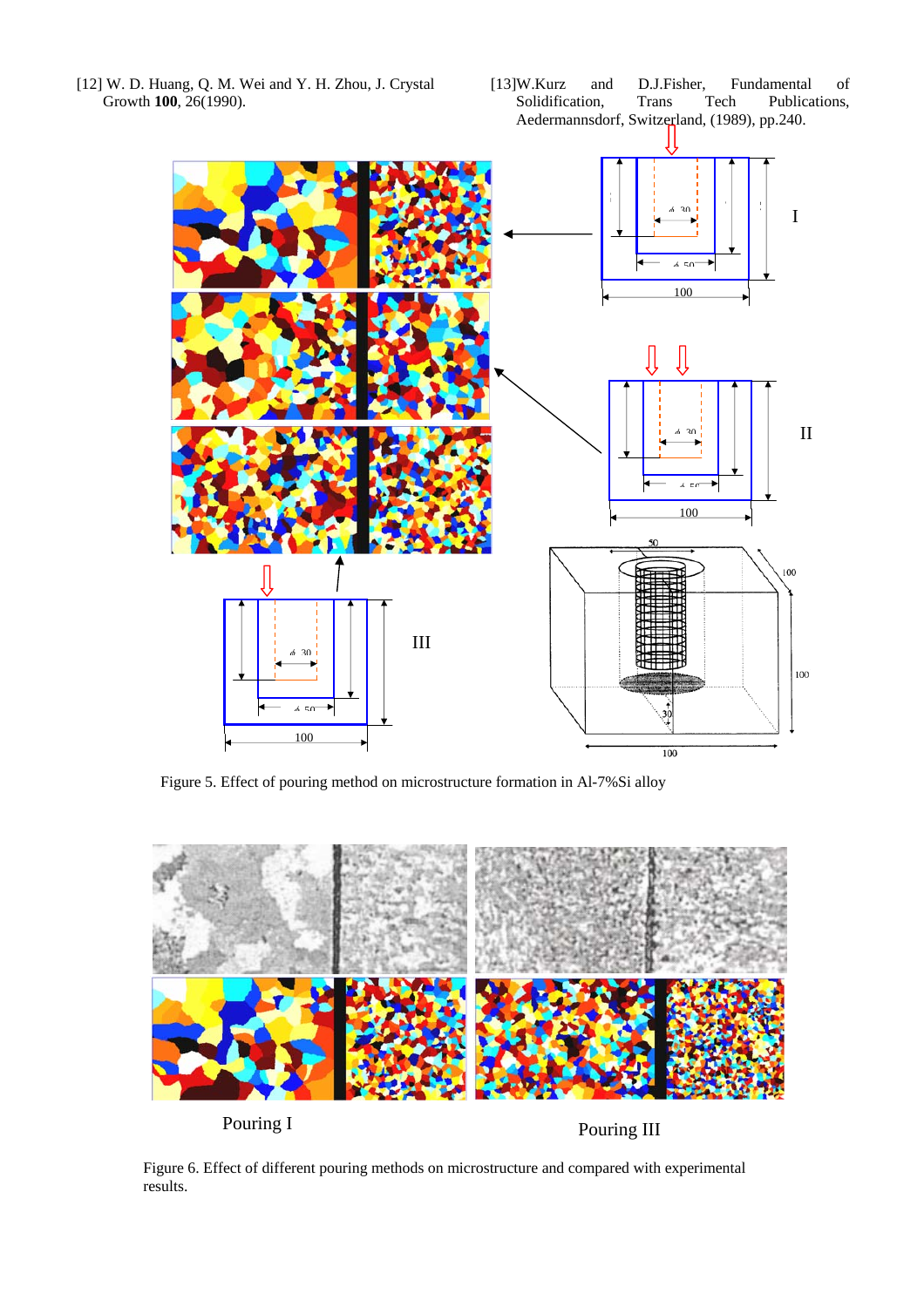[12] W. D. Huang, Q. M. Wei and Y. H. Zhou, J. Crystal Growth **100**, 26(1990).

[13]W.Kurz and D.J.Fisher, Fundamental of Solidification, Trans Tech Publications, Aedermannsdorf, Switzerland, (1989), pp.240.

I

II

III

φ 30

φ 50

100

50

30

Figure 5. Effect of pouring method on microstructure formation in Al-7%Si alloy

Pouring I

Pouring III

Figure 6. Effect of different pouring methods on microstructure and compared with experimental results.